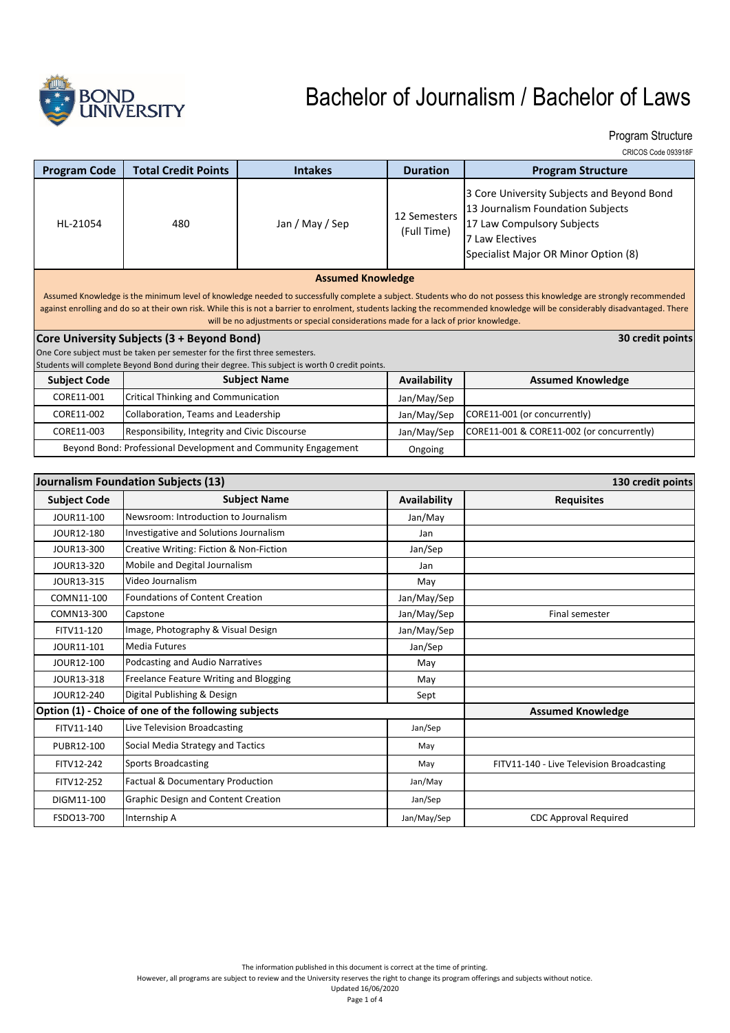# Bachelor of Journalism / Bachelor of Laws

Program Structure

CRICOS Code 093918F

| Program Code | Total Credit Points | Intakes | Duration | Program Structure |
|---|---|---|---|---|
| HL-21054 | 480 | Jan / May / Sep | 12 Semesters (Full Time) | 3 Core University Subjects and Beyond Bond<br>13 Journalism Foundation Subjects<br>17 Law Compulsory Subjects<br>7 Law Electives<br>Specialist Major OR Minor Option (8) |

**Assumed Knowledge**

Assumed Knowledge is the minimum level of knowledge needed to successfully complete a subject. Students who do not possess this knowledge are strongly recommended against enrolling and do so at their own risk. While this is not a barrier to enrolment, students lacking the recommended knowledge will be considerably disadvantaged. There will be no adjustments or special considerations made for a lack of prior knowledge.

## Core University Subjects (3 + Beyond Bond) — 30 credit points

One Core subject must be taken per semester for the first three semesters.
Students will complete Beyond Bond during their degree. This subject is worth 0 credit points.

| Subject Code | Subject Name | Availability | Assumed Knowledge |
|---|---|---|---|
| CORE11-001 | Critical Thinking and Communication | Jan/May/Sep | |
| CORE11-002 | Collaboration, Teams and Leadership | Jan/May/Sep | CORE11-001 (or concurrently) |
| CORE11-003 | Responsibility, Integrity and Civic Discourse | Jan/May/Sep | CORE11-001 & CORE11-002 (or concurrently) |
| Beyond Bond: Professional Development and Community Engagement | | Ongoing | |

## Journalism Foundation Subjects (13) — 130 credit points

| Subject Code | Subject Name | Availability | Requisites |
|---|---|---|---|
| JOUR11-100 | Newsroom: Introduction to Journalism | Jan/May | |
| JOUR12-180 | Investigative and Solutions Journalism | Jan | |
| JOUR13-300 | Creative Writing: Fiction & Non-Fiction | Jan/Sep | |
| JOUR13-320 | Mobile and Degital Journalism | Jan | |
| JOUR13-315 | Video Journalism | May | |
| COMN11-100 | Foundations of Content Creation | Jan/May/Sep | |
| COMN13-300 | Capstone | Jan/May/Sep | Final semester |
| FITV11-120 | Image, Photography & Visual Design | Jan/May/Sep | |
| JOUR11-101 | Media Futures | Jan/Sep | |
| JOUR12-100 | Podcasting and Audio Narratives | May | |
| JOUR13-318 | Freelance Feature Writing and Blogging | May | |
| JOUR12-240 | Digital Publishing & Design | Sept | |
| **Option (1) - Choice of one of the following subjects** | | | **Assumed Knowledge** |
| FITV11-140 | Live Television Broadcasting | Jan/Sep | |
| PUBR12-100 | Social Media Strategy and Tactics | May | |
| FITV12-242 | Sports Broadcasting | May | FITV11-140 - Live Television Broadcasting |
| FITV12-252 | Factual & Documentary Production | Jan/May | |
| DIGM11-100 | Graphic Design and Content Creation | Jan/Sep | |
| FSDO13-700 | Internship A | Jan/May/Sep | CDC Approval Required |

The information published in this document is correct at the time of printing.
However, all programs are subject to review and the University reserves the right to change its program offerings and subjects without notice.
Updated 16/06/2020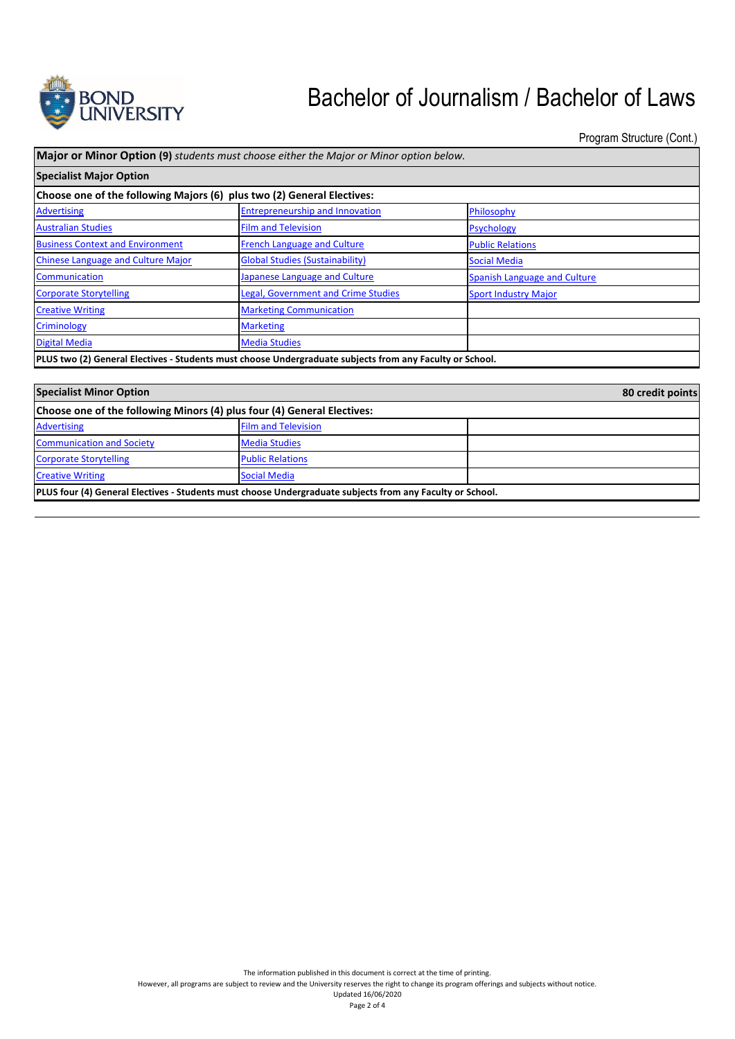# Bachelor of Journalism / Bachelor of Laws

Program Structure (Cont.)

**Major or Minor Option (9)** *students must choose either the Major or Minor option below.*

**Specialist Major Option**

| Choose one of the following Majors (6) plus two (2) General Electives: | | |
|---|---|---|
| Advertising | Entrepreneurship and Innovation | Philosophy |
| Australian Studies | Film and Television | Psychology |
| Business Context and Environment | French Language and Culture | Public Relations |
| Chinese Language and Culture Major | Global Studies (Sustainability) | Social Media |
| Communication | Japanese Language and Culture | Spanish Language and Culture |
| Corporate Storytelling | Legal, Government and Crime Studies | Sport Industry Major |
| Creative Writing | Marketing Communication | |
| Criminology | Marketing | |
| Digital Media | Media Studies | |

**PLUS two (2) General Electives - Students must choose Undergraduate subjects from any Faculty or School.**

**Specialist Minor Option** — **80 credit points**

| Choose one of the following Minors (4) plus four (4) General Electives: | | |
|---|---|---|
| Advertising | Film and Television | |
| Communication and Society | Media Studies | |
| Corporate Storytelling | Public Relations | |
| Creative Writing | Social Media | |

**PLUS four (4) General Electives - Students must choose Undergraduate subjects from any Faculty or School.**

The information published in this document is correct at the time of printing.
However, all programs are subject to review and the University reserves the right to change its program offerings and subjects without notice.
Updated 16/06/2020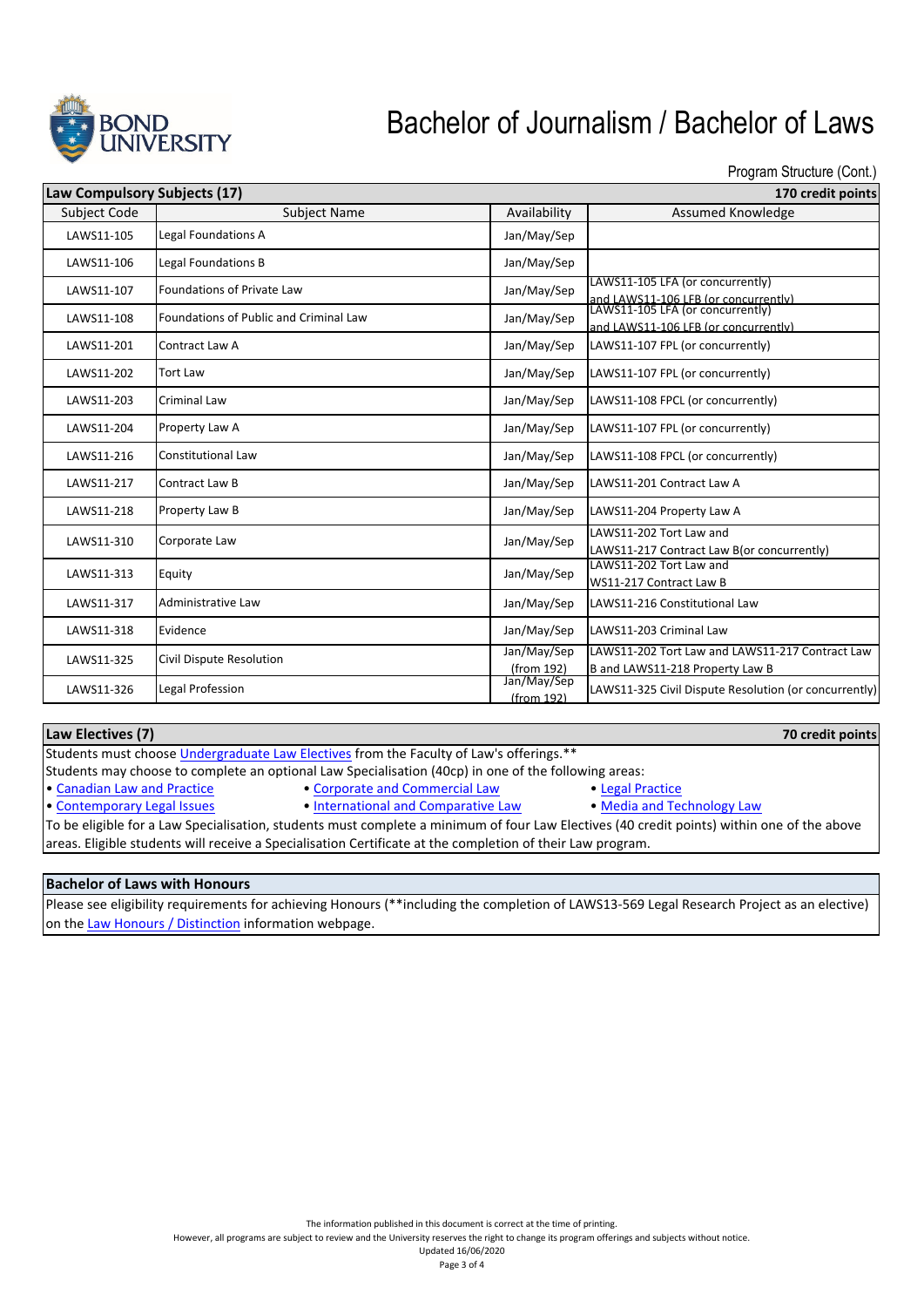# Bachelor of Journalism / Bachelor of Laws

Program Structure (Cont.)

| Law Compulsory Subjects (17) | | | 170 credit points |
|---|---|---|---|
| Subject Code | Subject Name | Availability | Assumed Knowledge |
| LAWS11-105 | Legal Foundations A | Jan/May/Sep | |
| LAWS11-106 | Legal Foundations B | Jan/May/Sep | |
| LAWS11-107 | Foundations of Private Law | Jan/May/Sep | LAWS11-105 LFA (or concurrently) and LAWS11-106 LFB (or concurrently) |
| LAWS11-108 | Foundations of Public and Criminal Law | Jan/May/Sep | LAWS11-105 LFA (or concurrently) and LAWS11-106 LFB (or concurrently) |
| LAWS11-201 | Contract Law A | Jan/May/Sep | LAWS11-107 FPL (or concurrently) |
| LAWS11-202 | Tort Law | Jan/May/Sep | LAWS11-107 FPL (or concurrently) |
| LAWS11-203 | Criminal Law | Jan/May/Sep | LAWS11-108 FPCL (or concurrently) |
| LAWS11-204 | Property Law A | Jan/May/Sep | LAWS11-107 FPL (or concurrently) |
| LAWS11-216 | Constitutional Law | Jan/May/Sep | LAWS11-108 FPCL (or concurrently) |
| LAWS11-217 | Contract Law B | Jan/May/Sep | LAWS11-201 Contract Law A |
| LAWS11-218 | Property Law B | Jan/May/Sep | LAWS11-204 Property Law A |
| LAWS11-310 | Corporate Law | Jan/May/Sep | LAWS11-202 Tort Law and LAWS11-217 Contract Law B(or concurrently) |
| LAWS11-313 | Equity | Jan/May/Sep | LAWS11-202 Tort Law and WS11-217 Contract Law B |
| LAWS11-317 | Administrative Law | Jan/May/Sep | LAWS11-216 Constitutional Law |
| LAWS11-318 | Evidence | Jan/May/Sep | LAWS11-203 Criminal Law |
| LAWS11-325 | Civil Dispute Resolution | Jan/May/Sep (from 192) | LAWS11-202 Tort Law and LAWS11-217 Contract Law B and LAWS11-218 Property Law B |
| LAWS11-326 | Legal Profession | Jan/May/Sep (from 192) | LAWS11-325 Civil Dispute Resolution (or concurrently) |

## Law Electives (7) — 70 credit points

Students must choose Undergraduate Law Electives from the Faculty of Law's offerings.**

Students may choose to complete an optional Law Specialisation (40cp) in one of the following areas:

- Canadian Law and Practice
- Corporate and Commercial Law
- Legal Practice
- Contemporary Legal Issues
- International and Comparative Law
- Media and Technology Law

To be eligible for a Law Specialisation, students must complete a minimum of four Law Electives (40 credit points) within one of the above areas. Eligible students will receive a Specialisation Certificate at the completion of their Law program.

## Bachelor of Laws with Honours

Please see eligibility requirements for achieving Honours (**including the completion of LAWS13-569 Legal Research Project as an elective) on the Law Honours / Distinction information webpage.

The information published in this document is correct at the time of printing.
However, all programs are subject to review and the University reserves the right to change its program offerings and subjects without notice.
Updated 16/06/2020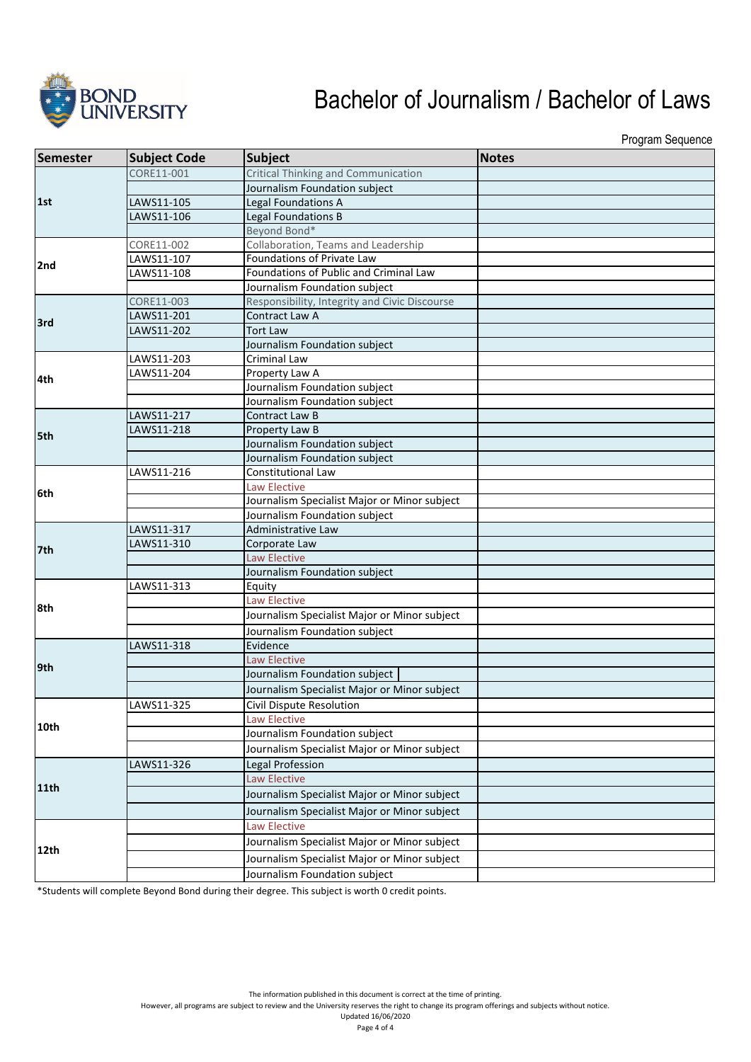# Bachelor of Journalism / Bachelor of Laws

Program Sequence

| Semester | Subject Code | Subject | Notes |
|---|---|---|---|
| 1st | CORE11-001 | Critical Thinking and Communication | |
| | | Journalism Foundation subject | |
| | LAWS11-105 | Legal Foundations A | |
| | LAWS11-106 | Legal Foundations B | |
| | | Beyond Bond* | |
| 2nd | CORE11-002 | Collaboration, Teams and Leadership | |
| | LAWS11-107 | Foundations of Private Law | |
| | LAWS11-108 | Foundations of Public and Criminal Law | |
| | | Journalism Foundation subject | |
| 3rd | CORE11-003 | Responsibility, Integrity and Civic Discourse | |
| | LAWS11-201 | Contract Law A | |
| | LAWS11-202 | Tort Law | |
| | | Journalism Foundation subject | |
| 4th | LAWS11-203 | Criminal Law | |
| | LAWS11-204 | Property Law A | |
| | | Journalism Foundation subject | |
| | | Journalism Foundation subject | |
| 5th | LAWS11-217 | Contract Law B | |
| | LAWS11-218 | Property Law B | |
| | | Journalism Foundation subject | |
| | | Journalism Foundation subject | |
| 6th | LAWS11-216 | Constitutional Law | |
| | | Law Elective | |
| | | Journalism Specialist Major or Minor subject | |
| | | Journalism Foundation subject | |
| 7th | LAWS11-317 | Administrative Law | |
| | LAWS11-310 | Corporate Law | |
| | | Law Elective | |
| | | Journalism Foundation subject | |
| 8th | LAWS11-313 | Equity | |
| | | Law Elective | |
| | | Journalism Specialist Major or Minor subject | |
| | | Journalism Foundation subject | |
| 9th | LAWS11-318 | Evidence | |
| | | Law Elective | |
| | | Journalism Foundation subject | |
| | | Journalism Specialist Major or Minor subject | |
| 10th | LAWS11-325 | Civil Dispute Resolution | |
| | | Law Elective | |
| | | Journalism Foundation subject | |
| | | Journalism Specialist Major or Minor subject | |
| 11th | LAWS11-326 | Legal Profession | |
| | | Law Elective | |
| | | Journalism Specialist Major or Minor subject | |
| | | Journalism Specialist Major or Minor subject | |
| 12th | | Law Elective | |
| | | Journalism Specialist Major or Minor subject | |
| | | Journalism Specialist Major or Minor subject | |
| | | Journalism Foundation subject | |

*Students will complete Beyond Bond during their degree. This subject is worth 0 credit points.

The information published in this document is correct at the time of printing.
However, all programs are subject to review and the University reserves the right to change its program offerings and subjects without notice.
Updated 16/06/2020